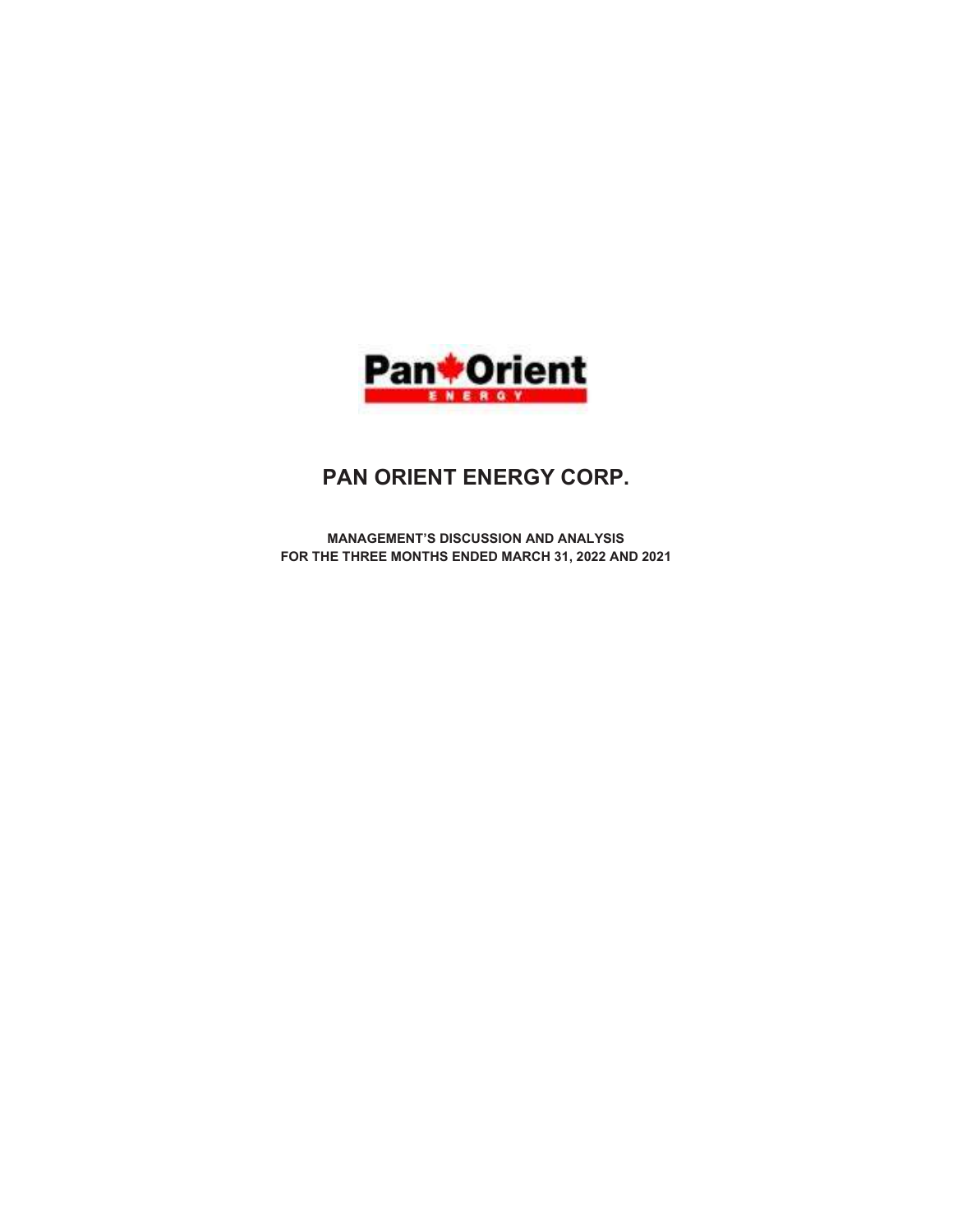# PAN ORIENT ENERGY CORP.

**MANAGEMENT'S DISCUSSION AND ANALYSIS**
**FOR THE THREE MONTHS ENDED MARCH 31, 2022 AND 2021**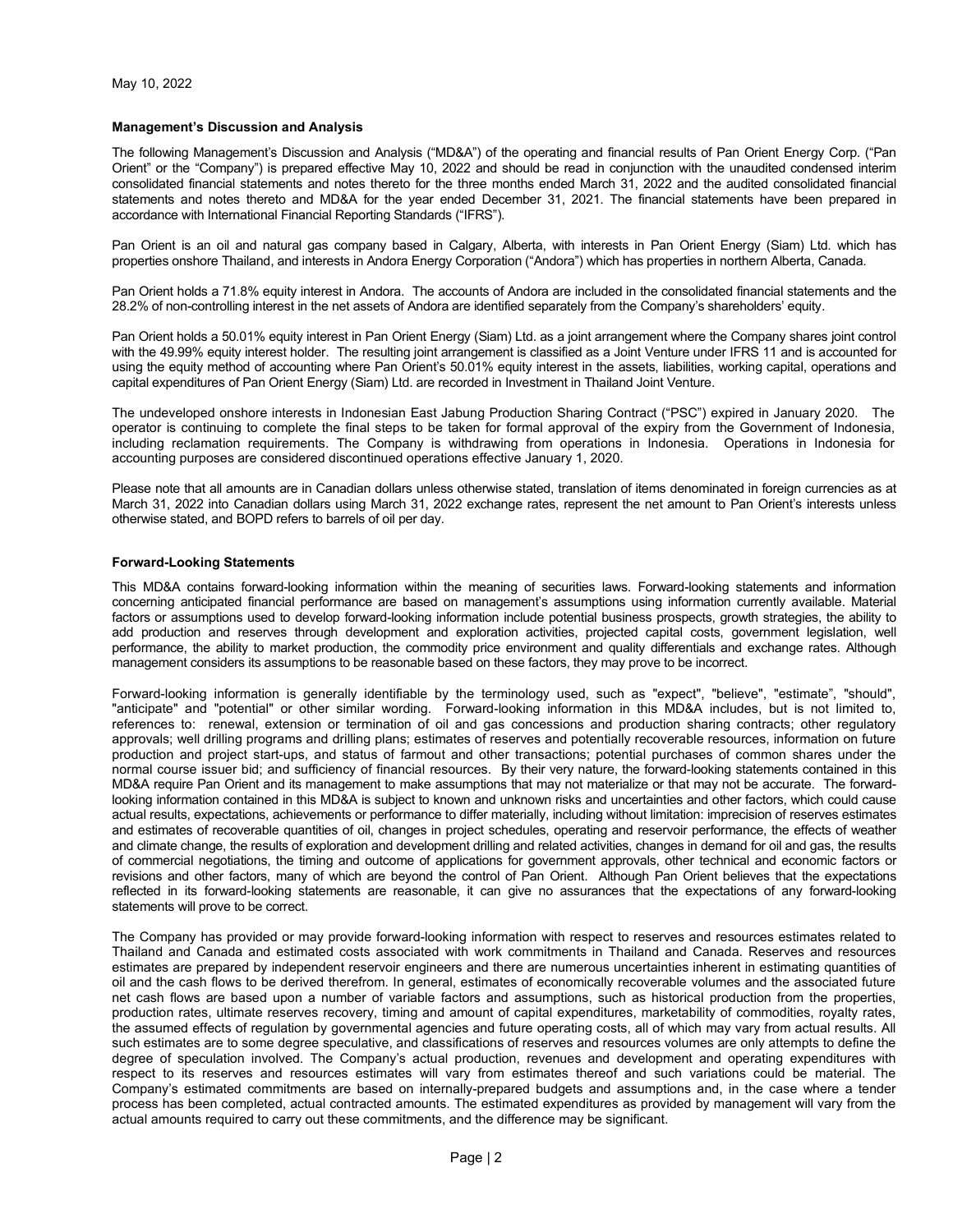May 10, 2022

**Management's Discussion and Analysis**

The following Management's Discussion and Analysis ("MD&A") of the operating and financial results of Pan Orient Energy Corp. ("Pan Orient" or the "Company") is prepared effective May 10, 2022 and should be read in conjunction with the unaudited condensed interim consolidated financial statements and notes thereto for the three months ended March 31, 2022 and the audited consolidated financial statements and notes thereto and MD&A for the year ended December 31, 2021. The financial statements have been prepared in accordance with International Financial Reporting Standards ("IFRS").

Pan Orient is an oil and natural gas company based in Calgary, Alberta, with interests in Pan Orient Energy (Siam) Ltd. which has properties onshore Thailand, and interests in Andora Energy Corporation ("Andora") which has properties in northern Alberta, Canada.

Pan Orient holds a 71.8% equity interest in Andora. The accounts of Andora are included in the consolidated financial statements and the 28.2% of non-controlling interest in the net assets of Andora are identified separately from the Company's shareholders' equity.

Pan Orient holds a 50.01% equity interest in Pan Orient Energy (Siam) Ltd. as a joint arrangement where the Company shares joint control with the 49.99% equity interest holder. The resulting joint arrangement is classified as a Joint Venture under IFRS 11 and is accounted for using the equity method of accounting where Pan Orient's 50.01% equity interest in the assets, liabilities, working capital, operations and capital expenditures of Pan Orient Energy (Siam) Ltd. are recorded in Investment in Thailand Joint Venture.

The undeveloped onshore interests in Indonesian East Jabung Production Sharing Contract ("PSC") expired in January 2020. The operator is continuing to complete the final steps to be taken for formal approval of the expiry from the Government of Indonesia, including reclamation requirements. The Company is withdrawing from operations in Indonesia. Operations in Indonesia for accounting purposes are considered discontinued operations effective January 1, 2020.

Please note that all amounts are in Canadian dollars unless otherwise stated, translation of items denominated in foreign currencies as at March 31, 2022 into Canadian dollars using March 31, 2022 exchange rates, represent the net amount to Pan Orient's interests unless otherwise stated, and BOPD refers to barrels of oil per day.

**Forward-Looking Statements**

This MD&A contains forward-looking information within the meaning of securities laws. Forward-looking statements and information concerning anticipated financial performance are based on management's assumptions using information currently available. Material factors or assumptions used to develop forward-looking information include potential business prospects, growth strategies, the ability to add production and reserves through development and exploration activities, projected capital costs, government legislation, well performance, the ability to market production, the commodity price environment and quality differentials and exchange rates. Although management considers its assumptions to be reasonable based on these factors, they may prove to be incorrect.

Forward-looking information is generally identifiable by the terminology used, such as "expect", "believe", "estimate", "should", "anticipate" and "potential" or other similar wording. Forward-looking information in this MD&A includes, but is not limited to, references to: renewal, extension or termination of oil and gas concessions and production sharing contracts; other regulatory approvals; well drilling programs and drilling plans; estimates of reserves and potentially recoverable resources, information on future production and project start-ups, and status of farmout and other transactions; potential purchases of common shares under the normal course issuer bid; and sufficiency of financial resources. By their very nature, the forward-looking statements contained in this MD&A require Pan Orient and its management to make assumptions that may not materialize or that may not be accurate. The forward-looking information contained in this MD&A is subject to known and unknown risks and uncertainties and other factors, which could cause actual results, expectations, achievements or performance to differ materially, including without limitation: imprecision of reserves estimates and estimates of recoverable quantities of oil, changes in project schedules, operating and reservoir performance, the effects of weather and climate change, the results of exploration and development drilling and related activities, changes in demand for oil and gas, the results of commercial negotiations, the timing and outcome of applications for government approvals, other technical and economic factors or revisions and other factors, many of which are beyond the control of Pan Orient. Although Pan Orient believes that the expectations reflected in its forward-looking statements are reasonable, it can give no assurances that the expectations of any forward-looking statements will prove to be correct.

The Company has provided or may provide forward-looking information with respect to reserves and resources estimates related to Thailand and Canada and estimated costs associated with work commitments in Thailand and Canada. Reserves and resources estimates are prepared by independent reservoir engineers and there are numerous uncertainties inherent in estimating quantities of oil and the cash flows to be derived therefrom. In general, estimates of economically recoverable volumes and the associated future net cash flows are based upon a number of variable factors and assumptions, such as historical production from the properties, production rates, ultimate reserves recovery, timing and amount of capital expenditures, marketability of commodities, royalty rates, the assumed effects of regulation by governmental agencies and future operating costs, all of which may vary from actual results. All such estimates are to some degree speculative, and classifications of reserves and resources volumes are only attempts to define the degree of speculation involved. The Company's actual production, revenues and development and operating expenditures with respect to its reserves and resources estimates will vary from estimates thereof and such variations could be material. The Company's estimated commitments are based on internally-prepared budgets and assumptions and, in the case where a tender process has been completed, actual contracted amounts. The estimated expenditures as provided by management will vary from the actual amounts required to carry out these commitments, and the difference may be significant.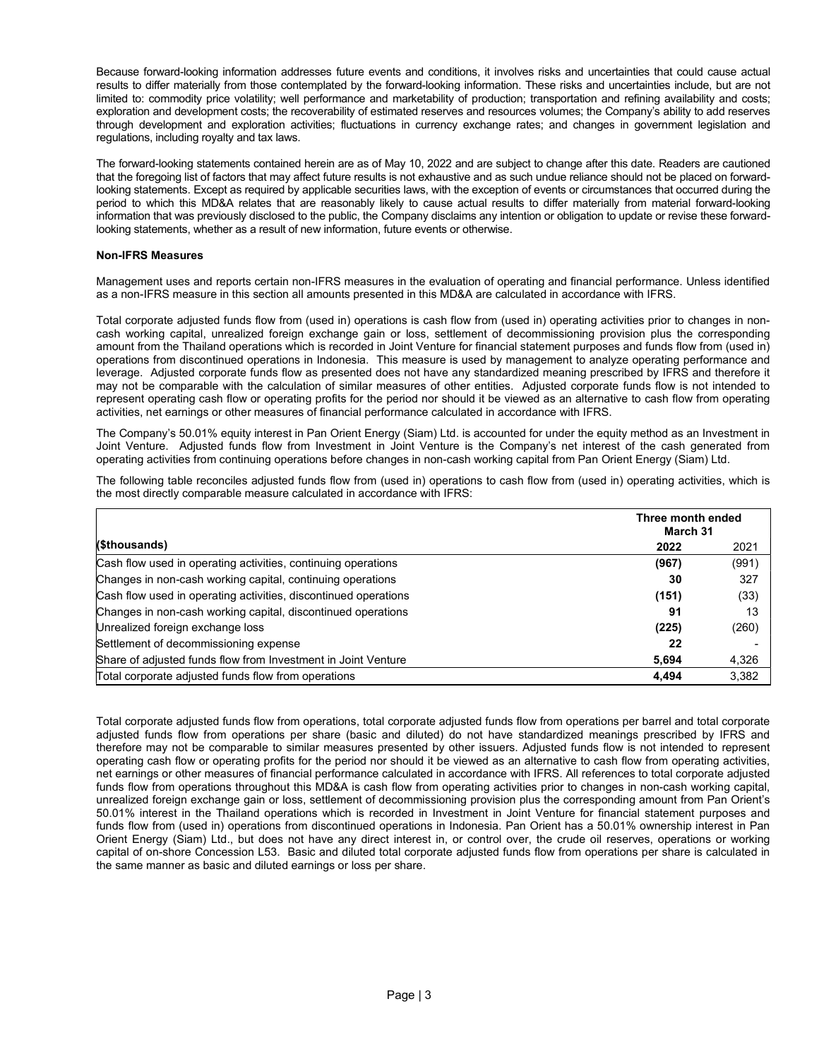Because forward-looking information addresses future events and conditions, it involves risks and uncertainties that could cause actual results to differ materially from those contemplated by the forward-looking information. These risks and uncertainties include, but are not limited to: commodity price volatility; well performance and marketability of production; transportation and refining availability and costs; exploration and development costs; the recoverability of estimated reserves and resources volumes; the Company's ability to add reserves through development and exploration activities; fluctuations in currency exchange rates; and changes in government legislation and regulations, including royalty and tax laws.

The forward-looking statements contained herein are as of May 10, 2022 and are subject to change after this date. Readers are cautioned that the foregoing list of factors that may affect future results is not exhaustive and as such undue reliance should not be placed on forward-looking statements. Except as required by applicable securities laws, with the exception of events or circumstances that occurred during the period to which this MD&A relates that are reasonably likely to cause actual results to differ materially from material forward-looking information that was previously disclosed to the public, the Company disclaims any intention or obligation to update or revise these forward-looking statements, whether as a result of new information, future events or otherwise.

**Non-IFRS Measures**

Management uses and reports certain non-IFRS measures in the evaluation of operating and financial performance. Unless identified as a non-IFRS measure in this section all amounts presented in this MD&A are calculated in accordance with IFRS.

Total corporate adjusted funds flow from (used in) operations is cash flow from (used in) operating activities prior to changes in non-cash working capital, unrealized foreign exchange gain or loss, settlement of decommissioning provision plus the corresponding amount from the Thailand operations which is recorded in Joint Venture for financial statement purposes and funds flow from (used in) operations from discontinued operations in Indonesia. This measure is used by management to analyze operating performance and leverage. Adjusted corporate funds flow as presented does not have any standardized meaning prescribed by IFRS and therefore it may not be comparable with the calculation of similar measures of other entities. Adjusted corporate funds flow is not intended to represent operating cash flow or operating profits for the period nor should it be viewed as an alternative to cash flow from operating activities, net earnings or other measures of financial performance calculated in accordance with IFRS.

The Company's 50.01% equity interest in Pan Orient Energy (Siam) Ltd. is accounted for under the equity method as an Investment in Joint Venture. Adjusted funds flow from Investment in Joint Venture is the Company's net interest of the cash generated from operating activities from continuing operations before changes in non-cash working capital from Pan Orient Energy (Siam) Ltd.

The following table reconciles adjusted funds flow from (used in) operations to cash flow from (used in) operating activities, which is the most directly comparable measure calculated in accordance with IFRS:

| | **Three month ended March 31** | |
|---|---|---|
| **($thousands)** | **2022** | 2021 |
| Cash flow used in operating activities, continuing operations | **(967)** | (991) |
| Changes in non-cash working capital, continuing operations | **30** | 327 |
| Cash flow used in operating activities, discontinued operations | **(151)** | (33) |
| Changes in non-cash working capital, discontinued operations | **91** | 13 |
| Unrealized foreign exchange loss | **(225)** | (260) |
| Settlement of decommissioning expense | **22** | - |
| Share of adjusted funds flow from Investment in Joint Venture | **5,694** | 4,326 |
| Total corporate adjusted funds flow from operations | **4,494** | 3,382 |

Total corporate adjusted funds flow from operations, total corporate adjusted funds flow from operations per barrel and total corporate adjusted funds flow from operations per share (basic and diluted) do not have standardized meanings prescribed by IFRS and therefore may not be comparable to similar measures presented by other issuers. Adjusted funds flow is not intended to represent operating cash flow or operating profits for the period nor should it be viewed as an alternative to cash flow from operating activities, net earnings or other measures of financial performance calculated in accordance with IFRS. All references to total corporate adjusted funds flow from operations throughout this MD&A is cash flow from operating activities prior to changes in non-cash working capital, unrealized foreign exchange gain or loss, settlement of decommissioning provision plus the corresponding amount from Pan Orient's 50.01% interest in the Thailand operations which is recorded in Investment in Joint Venture for financial statement purposes and funds flow from (used in) operations from discontinued operations in Indonesia. Pan Orient has a 50.01% ownership interest in Pan Orient Energy (Siam) Ltd., but does not have any direct interest in, or control over, the crude oil reserves, operations or working capital of on-shore Concession L53. Basic and diluted total corporate adjusted funds flow from operations per share is calculated in the same manner as basic and diluted earnings or loss per share.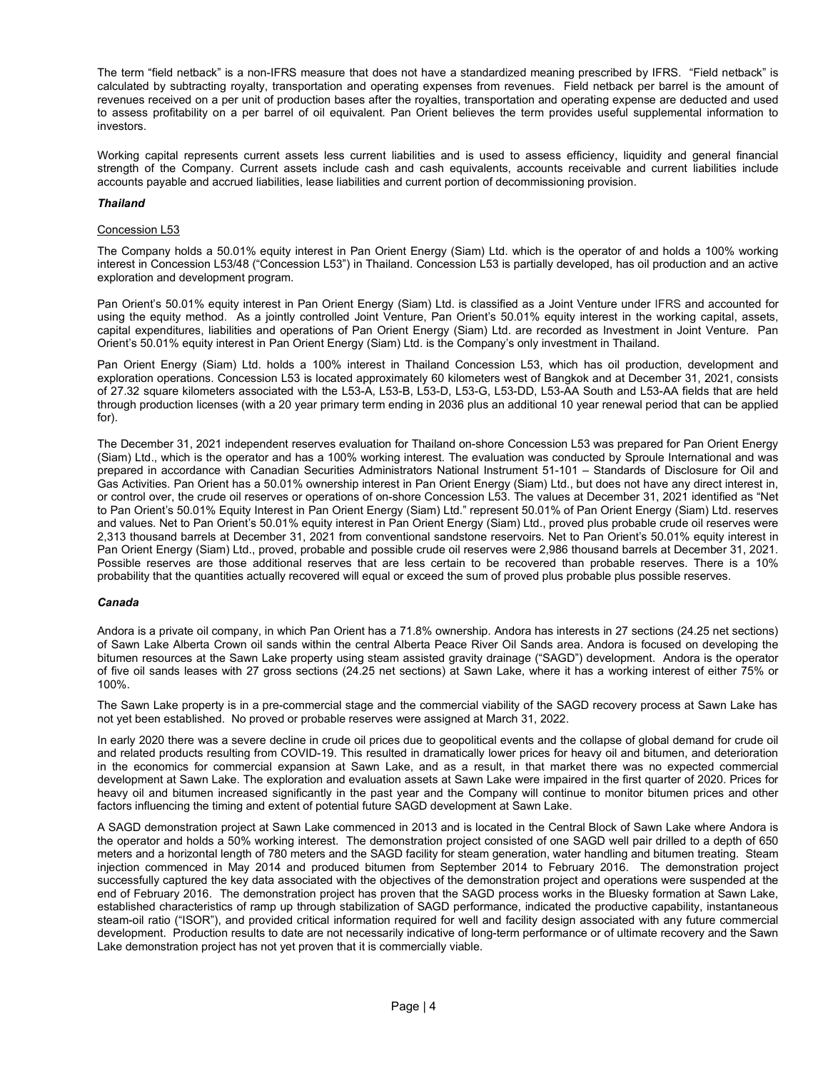The term "field netback" is a non-IFRS measure that does not have a standardized meaning prescribed by IFRS. "Field netback" is calculated by subtracting royalty, transportation and operating expenses from revenues. Field netback per barrel is the amount of revenues received on a per unit of production bases after the royalties, transportation and operating expense are deducted and used to assess profitability on a per barrel of oil equivalent. Pan Orient believes the term provides useful supplemental information to investors.

Working capital represents current assets less current liabilities and is used to assess efficiency, liquidity and general financial strength of the Company. Current assets include cash and cash equivalents, accounts receivable and current liabilities include accounts payable and accrued liabilities, lease liabilities and current portion of decommissioning provision.

***Thailand***

Concession L53

The Company holds a 50.01% equity interest in Pan Orient Energy (Siam) Ltd. which is the operator of and holds a 100% working interest in Concession L53/48 ("Concession L53") in Thailand. Concession L53 is partially developed, has oil production and an active exploration and development program.

Pan Orient's 50.01% equity interest in Pan Orient Energy (Siam) Ltd. is classified as a Joint Venture under IFRS and accounted for using the equity method. As a jointly controlled Joint Venture, Pan Orient's 50.01% equity interest in the working capital, assets, capital expenditures, liabilities and operations of Pan Orient Energy (Siam) Ltd. are recorded as Investment in Joint Venture. Pan Orient's 50.01% equity interest in Pan Orient Energy (Siam) Ltd. is the Company's only investment in Thailand.

Pan Orient Energy (Siam) Ltd. holds a 100% interest in Thailand Concession L53, which has oil production, development and exploration operations. Concession L53 is located approximately 60 kilometers west of Bangkok and at December 31, 2021, consists of 27.32 square kilometers associated with the L53-A, L53-B, L53-D, L53-G, L53-DD, L53-AA South and L53-AA fields that are held through production licenses (with a 20 year primary term ending in 2036 plus an additional 10 year renewal period that can be applied for).

The December 31, 2021 independent reserves evaluation for Thailand on-shore Concession L53 was prepared for Pan Orient Energy (Siam) Ltd., which is the operator and has a 100% working interest. The evaluation was conducted by Sproule International and was prepared in accordance with Canadian Securities Administrators National Instrument 51-101 – Standards of Disclosure for Oil and Gas Activities. Pan Orient has a 50.01% ownership interest in Pan Orient Energy (Siam) Ltd., but does not have any direct interest in, or control over, the crude oil reserves or operations of on-shore Concession L53. The values at December 31, 2021 identified as "Net to Pan Orient's 50.01% Equity Interest in Pan Orient Energy (Siam) Ltd." represent 50.01% of Pan Orient Energy (Siam) Ltd. reserves and values. Net to Pan Orient's 50.01% equity interest in Pan Orient Energy (Siam) Ltd., proved plus probable crude oil reserves were 2,313 thousand barrels at December 31, 2021 from conventional sandstone reservoirs. Net to Pan Orient's 50.01% equity interest in Pan Orient Energy (Siam) Ltd., proved, probable and possible crude oil reserves were 2,986 thousand barrels at December 31, 2021. Possible reserves are those additional reserves that are less certain to be recovered than probable reserves. There is a 10% probability that the quantities actually recovered will equal or exceed the sum of proved plus probable plus possible reserves.

***Canada***

Andora is a private oil company, in which Pan Orient has a 71.8% ownership. Andora has interests in 27 sections (24.25 net sections) of Sawn Lake Alberta Crown oil sands within the central Alberta Peace River Oil Sands area. Andora is focused on developing the bitumen resources at the Sawn Lake property using steam assisted gravity drainage ("SAGD") development. Andora is the operator of five oil sands leases with 27 gross sections (24.25 net sections) at Sawn Lake, where it has a working interest of either 75% or 100%.

The Sawn Lake property is in a pre-commercial stage and the commercial viability of the SAGD recovery process at Sawn Lake has not yet been established. No proved or probable reserves were assigned at March 31, 2022.

In early 2020 there was a severe decline in crude oil prices due to geopolitical events and the collapse of global demand for crude oil and related products resulting from COVID-19. This resulted in dramatically lower prices for heavy oil and bitumen, and deterioration in the economics for commercial expansion at Sawn Lake, and as a result, in that market there was no expected commercial development at Sawn Lake. The exploration and evaluation assets at Sawn Lake were impaired in the first quarter of 2020. Prices for heavy oil and bitumen increased significantly in the past year and the Company will continue to monitor bitumen prices and other factors influencing the timing and extent of potential future SAGD development at Sawn Lake.

A SAGD demonstration project at Sawn Lake commenced in 2013 and is located in the Central Block of Sawn Lake where Andora is the operator and holds a 50% working interest. The demonstration project consisted of one SAGD well pair drilled to a depth of 650 meters and a horizontal length of 780 meters and the SAGD facility for steam generation, water handling and bitumen treating. Steam injection commenced in May 2014 and produced bitumen from September 2014 to February 2016. The demonstration project successfully captured the key data associated with the objectives of the demonstration project and operations were suspended at the end of February 2016. The demonstration project has proven that the SAGD process works in the Bluesky formation at Sawn Lake, established characteristics of ramp up through stabilization of SAGD performance, indicated the productive capability, instantaneous steam-oil ratio ("ISOR"), and provided critical information required for well and facility design associated with any future commercial development. Production results to date are not necessarily indicative of long-term performance or of ultimate recovery and the Sawn Lake demonstration project has not yet proven that it is commercially viable.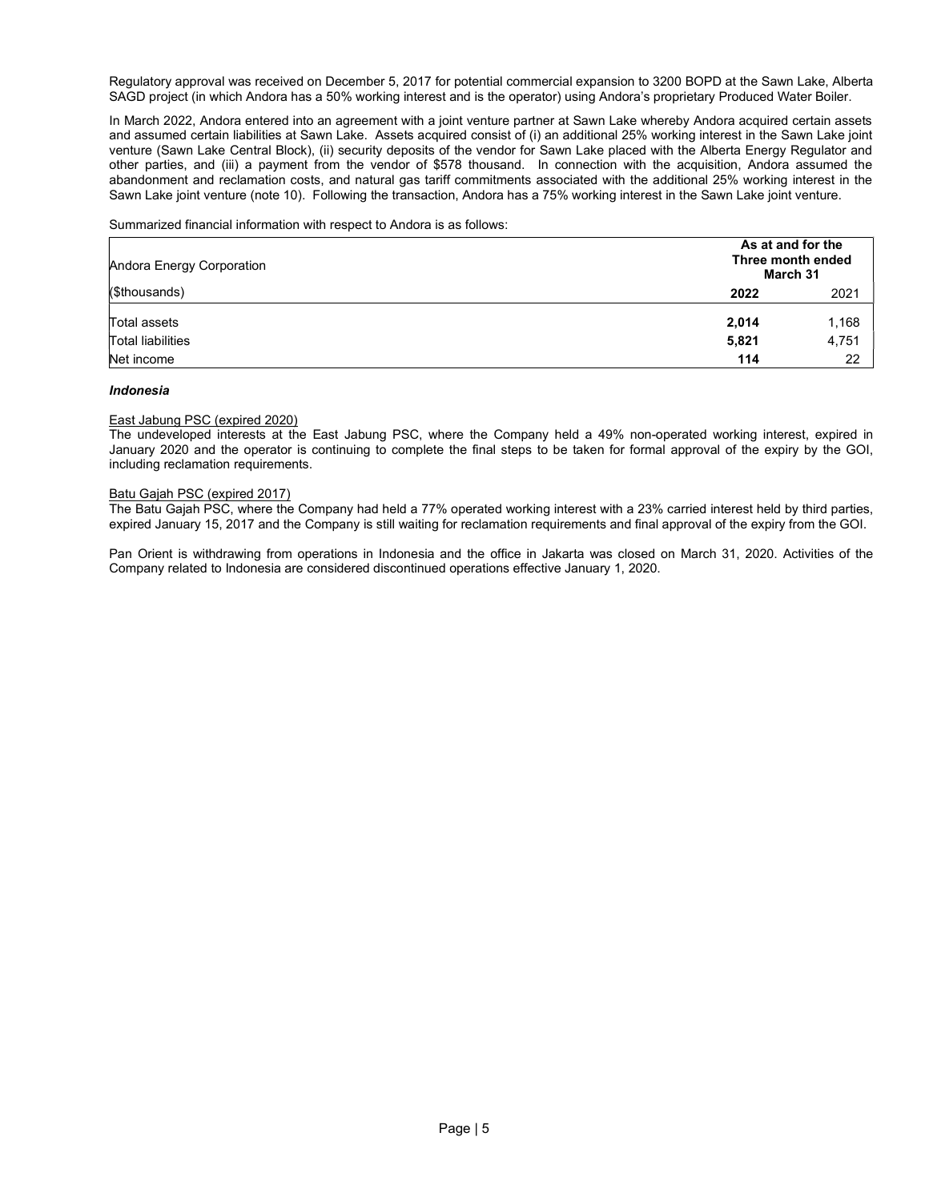Regulatory approval was received on December 5, 2017 for potential commercial expansion to 3200 BOPD at the Sawn Lake, Alberta SAGD project (in which Andora has a 50% working interest and is the operator) using Andora's proprietary Produced Water Boiler.

In March 2022, Andora entered into an agreement with a joint venture partner at Sawn Lake whereby Andora acquired certain assets and assumed certain liabilities at Sawn Lake. Assets acquired consist of (i) an additional 25% working interest in the Sawn Lake joint venture (Sawn Lake Central Block), (ii) security deposits of the vendor for Sawn Lake placed with the Alberta Energy Regulator and other parties, and (iii) a payment from the vendor of $578 thousand. In connection with the acquisition, Andora assumed the abandonment and reclamation costs, and natural gas tariff commitments associated with the additional 25% working interest in the Sawn Lake joint venture (note 10). Following the transaction, Andora has a 75% working interest in the Sawn Lake joint venture.

Summarized financial information with respect to Andora is as follows:

| Andora Energy Corporation | As at and for the Three month ended March 31 | |
|---|---|---|
| ($thousands) | **2022** | 2021 |
| Total assets | **2,014** | 1,168 |
| Total liabilities | **5,821** | 4,751 |
| Net income | **114** | 22 |

### *Indonesia*

East Jabung PSC (expired 2020)

The undeveloped interests at the East Jabung PSC, where the Company held a 49% non-operated working interest, expired in January 2020 and the operator is continuing to complete the final steps to be taken for formal approval of the expiry by the GOI, including reclamation requirements.

Batu Gajah PSC (expired 2017)

The Batu Gajah PSC, where the Company had held a 77% operated working interest with a 23% carried interest held by third parties, expired January 15, 2017 and the Company is still waiting for reclamation requirements and final approval of the expiry from the GOI.

Pan Orient is withdrawing from operations in Indonesia and the office in Jakarta was closed on March 31, 2020. Activities of the Company related to Indonesia are considered discontinued operations effective January 1, 2020.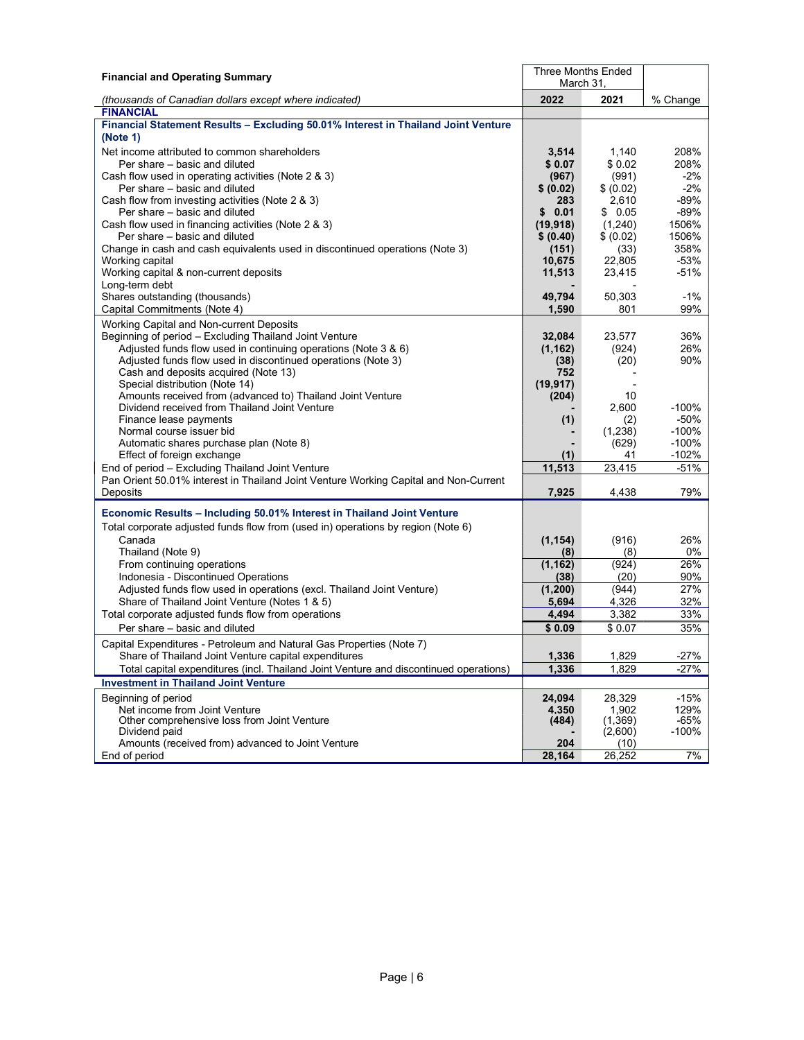| **Financial and Operating Summary** | Three Months Ended March 31, | | |
|---|---|---|---|
| *(thousands of Canadian dollars except where indicated)* | **2022** | **2021** | % Change |
| **FINANCIAL** | | | |
| **Financial Statement Results – Excluding 50.01% Interest in Thailand Joint Venture (Note 1)** | | | |
| Net income attributed to common shareholders | **3,514** | 1,140 | 208% |
| Per share – basic and diluted | **$ 0.07** | $ 0.02 | 208% |
| Cash flow used in operating activities (Note 2 & 3) | **(967)** | (991) | -2% |
| Per share – basic and diluted | **$ (0.02)** | $ (0.02) | -2% |
| Cash flow from investing activities (Note 2 & 3) | **283** | 2,610 | -89% |
| Per share – basic and diluted | **$ 0.01** | $ 0.05 | -89% |
| Cash flow used in financing activities (Note 2 & 3) | **(19,918)** | (1,240) | 1506% |
| Per share – basic and diluted | **$ (0.40)** | $ (0.02) | 1506% |
| Change in cash and cash equivalents used in discontinued operations (Note 3) | **(151)** | (33) | 358% |
| Working capital | **10,675** | 22,805 | -53% |
| Working capital & non-current deposits | **11,513** | 23,415 | -51% |
| Long-term debt | **-** | - | |
| Shares outstanding (thousands) | **49,794** | 50,303 | -1% |
| Capital Commitments (Note 4) | **1,590** | 801 | 99% |
| Working Capital and Non-current Deposits | | | |
| Beginning of period – Excluding Thailand Joint Venture | **32,084** | 23,577 | 36% |
| Adjusted funds flow used in continuing operations (Note 3 & 6) | **(1,162)** | (924) | 26% |
| Adjusted funds flow used in discontinued operations (Note 3) | **(38)** | (20) | 90% |
| Cash and deposits acquired (Note 13) | **752** | - | |
| Special distribution (Note 14) | **(19,917)** | - | |
| Amounts received from (advanced to) Thailand Joint Venture | **(204)** | 10 | |
| Dividend received from Thailand Joint Venture | **-** | 2,600 | -100% |
| Finance lease payments | **(1)** | (2) | -50% |
| Normal course issuer bid | **-** | (1,238) | -100% |
| Automatic shares purchase plan (Note 8) | **-** | (629) | -100% |
| Effect of foreign exchange | **(1)** | 41 | -102% |
| End of period – Excluding Thailand Joint Venture | **11,513** | 23,415 | -51% |
| Pan Orient 50.01% interest in Thailand Joint Venture Working Capital and Non-Current Deposits | **7,925** | 4,438 | 79% |
| **Economic Results – Including 50.01% Interest in Thailand Joint Venture** | | | |
| Total corporate adjusted funds flow from (used in) operations by region (Note 6) | | | |
| Canada | **(1,154)** | (916) | 26% |
| Thailand (Note 9) | **(8)** | (8) | 0% |
| From continuing operations | **(1,162)** | (924) | 26% |
| Indonesia - Discontinued Operations | **(38)** | (20) | 90% |
| Adjusted funds flow used in operations (excl. Thailand Joint Venture) | **(1,200)** | (944) | 27% |
| Share of Thailand Joint Venture (Notes 1 & 5) | **5,694** | 4,326 | 32% |
| Total corporate adjusted funds flow from operations | **4,494** | 3,382 | 33% |
| Per share – basic and diluted | **$ 0.09** | $ 0.07 | 35% |
| Capital Expenditures - Petroleum and Natural Gas Properties (Note 7) | | | |
| Share of Thailand Joint Venture capital expenditures | **1,336** | 1,829 | -27% |
| Total capital expenditures (incl. Thailand Joint Venture and discontinued operations) | **1,336** | 1,829 | -27% |
| **Investment in Thailand Joint Venture** | | | |
| Beginning of period | **24,094** | 28,329 | -15% |
| Net income from Joint Venture | **4,350** | 1,902 | 129% |
| Other comprehensive loss from Joint Venture | **(484)** | (1,369) | -65% |
| Dividend paid | **-** | (2,600) | -100% |
| Amounts (received from) advanced to Joint Venture | **204** | (10) | |
| End of period | **28,164** | 26,252 | 7% |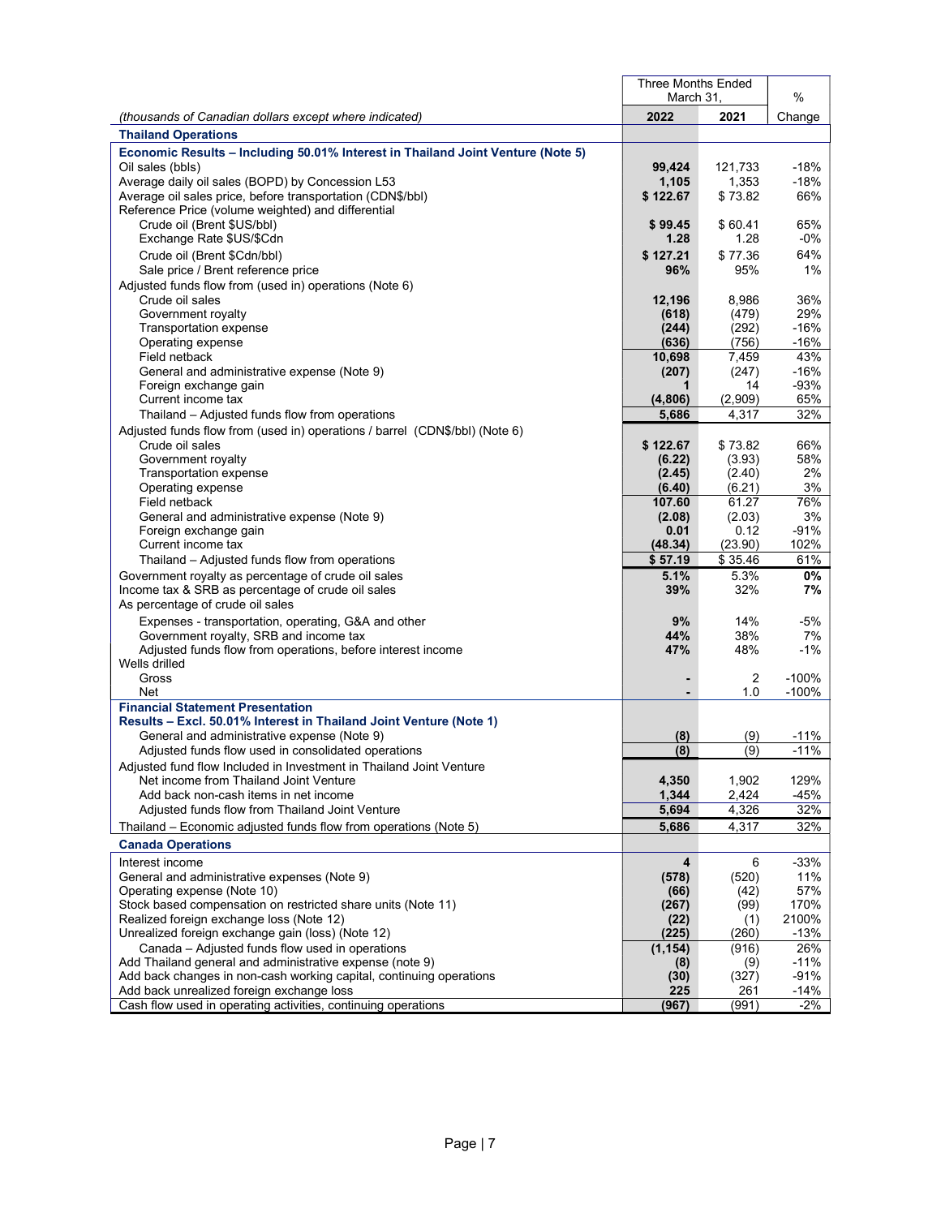| (thousands of Canadian dollars except where indicated) | Three Months Ended March 31, 2022 | 2021 | % Change |
|---|---|---|---|
| **Thailand Operations** | | | |
| **Economic Results – Including 50.01% Interest in Thailand Joint Venture (Note 5)** | | | |
| Oil sales (bbls) | **99,424** | 121,733 | -18% |
| Average daily oil sales (BOPD) by Concession L53 | **1,105** | 1,353 | -18% |
| Average oil sales price, before transportation (CDN$/bbl) | **$ 122.67** | $ 73.82 | 66% |
| Reference Price (volume weighted) and differential | | | |
| Crude oil (Brent $US/bbl) | **$ 99.45** | $ 60.41 | 65% |
| Exchange Rate $US/$Cdn | **1.28** | 1.28 | -0% |
| Crude oil (Brent $Cdn/bbl) | **$ 127.21** | $ 77.36 | 64% |
| Sale price / Brent reference price | **96%** | 95% | 1% |
| Adjusted funds flow from (used in) operations (Note 6) | | | |
| Crude oil sales | **12,196** | 8,986 | 36% |
| Government royalty | **(618)** | (479) | 29% |
| Transportation expense | **(244)** | (292) | -16% |
| Operating expense | **(636)** | (756) | -16% |
| Field netback | **10,698** | 7,459 | 43% |
| General and administrative expense (Note 9) | **(207)** | (247) | -16% |
| Foreign exchange gain | **1** | 14 | -93% |
| Current income tax | **(4,806)** | (2,909) | 65% |
| Thailand – Adjusted funds flow from operations | **5,686** | 4,317 | 32% |
| Adjusted funds flow from (used in) operations / barrel (CDN$/bbl) (Note 6) | | | |
| Crude oil sales | **$ 122.67** | $ 73.82 | 66% |
| Government royalty | **(6.22)** | (3.93) | 58% |
| Transportation expense | **(2.45)** | (2.40) | 2% |
| Operating expense | **(6.40)** | (6.21) | 3% |
| Field netback | **107.60** | 61.27 | 76% |
| General and administrative expense (Note 9) | **(2.08)** | (2.03) | 3% |
| Foreign exchange gain | **0.01** | 0.12 | -91% |
| Current income tax | **(48.34)** | (23.90) | 102% |
| Thailand – Adjusted funds flow from operations | **$ 57.19** | $ 35.46 | 61% |
| Government royalty as percentage of crude oil sales | **5.1%** | 5.3% | **0%** |
| Income tax & SRB as percentage of crude oil sales | **39%** | 32% | **7%** |
| As percentage of crude oil sales | | | |
| Expenses - transportation, operating, G&A and other | **9%** | 14% | -5% |
| Government royalty, SRB and income tax | **44%** | 38% | 7% |
| Adjusted funds flow from operations, before interest income | **47%** | 48% | -1% |
| Wells drilled | | | |
| Gross | **-** | 2 | -100% |
| Net | **-** | 1.0 | -100% |
| **Financial Statement Presentation** | | | |
| **Results – Excl. 50.01% Interest in Thailand Joint Venture (Note 1)** | | | |
| General and administrative expense (Note 9) | **(8)** | (9) | -11% |
| Adjusted funds flow used in consolidated operations | **(8)** | (9) | -11% |
| Adjusted fund flow Included in Investment in Thailand Joint Venture | | | |
| Net income from Thailand Joint Venture | **4,350** | 1,902 | 129% |
| Add back non-cash items in net income | **1,344** | 2,424 | -45% |
| Adjusted funds flow from Thailand Joint Venture | **5,694** | 4,326 | 32% |
| Thailand – Economic adjusted funds flow from operations (Note 5) | **5,686** | 4,317 | 32% |
| **Canada Operations** | | | |
| Interest income | **4** | 6 | -33% |
| General and administrative expenses (Note 9) | **(578)** | (520) | 11% |
| Operating expense (Note 10) | **(66)** | (42) | 57% |
| Stock based compensation on restricted share units (Note 11) | **(267)** | (99) | 170% |
| Realized foreign exchange loss (Note 12) | **(22)** | (1) | 2100% |
| Unrealized foreign exchange gain (loss) (Note 12) | **(225)** | (260) | -13% |
| Canada – Adjusted funds flow used in operations | **(1,154)** | (916) | 26% |
| Add Thailand general and administrative expense (note 9) | **(8)** | (9) | -11% |
| Add back changes in non-cash working capital, continuing operations | **(30)** | (327) | -91% |
| Add back unrealized foreign exchange loss | **225** | 261 | -14% |
| Cash flow used in operating activities, continuing operations | **(967)** | (991) | -2% |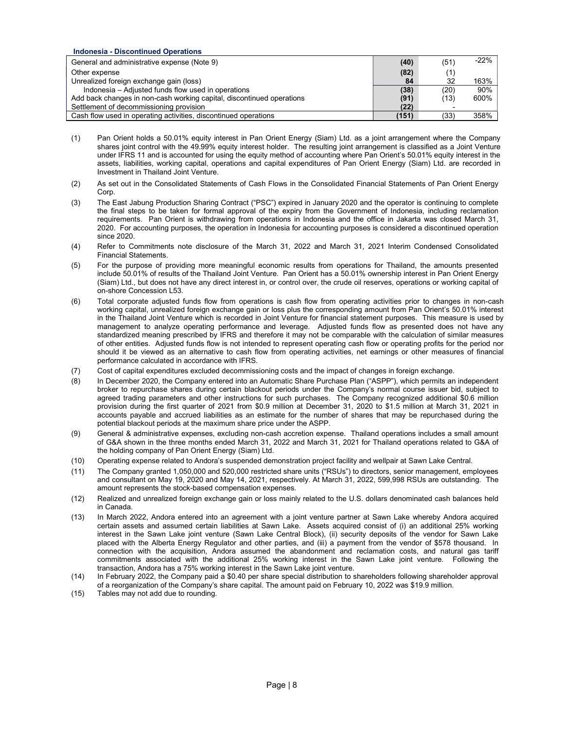**Indonesia - Discontinued Operations**

| | | | |
|---|---|---|---|
| General and administrative expense (Note 9) | **(40)** | (51) | -22% |
| Other expense | **(82)** | (1) | |
| Unrealized foreign exchange gain (loss) | **84** | 32 | 163% |
| Indonesia – Adjusted funds flow used in operations | **(38)** | (20) | 90% |
| Add back changes in non-cash working capital, discontinued operations | **(91)** | (13) | 600% |
| Settlement of decommissioning provision | **(22)** | - | |
| Cash flow used in operating activities, discontinued operations | **(151)** | (33) | 358% |

(1) Pan Orient holds a 50.01% equity interest in Pan Orient Energy (Siam) Ltd. as a joint arrangement where the Company shares joint control with the 49.99% equity interest holder. The resulting joint arrangement is classified as a Joint Venture under IFRS 11 and is accounted for using the equity method of accounting where Pan Orient's 50.01% equity interest in the assets, liabilities, working capital, operations and capital expenditures of Pan Orient Energy (Siam) Ltd. are recorded in Investment in Thailand Joint Venture.

(2) As set out in the Consolidated Statements of Cash Flows in the Consolidated Financial Statements of Pan Orient Energy Corp.

(3) The East Jabung Production Sharing Contract ("PSC") expired in January 2020 and the operator is continuing to complete the final steps to be taken for formal approval of the expiry from the Government of Indonesia, including reclamation requirements. Pan Orient is withdrawing from operations in Indonesia and the office in Jakarta was closed March 31, 2020. For accounting purposes, the operation in Indonesia for accounting purposes is considered a discontinued operation since 2020.

(4) Refer to Commitments note disclosure of the March 31, 2022 and March 31, 2021 Interim Condensed Consolidated Financial Statements.

(5) For the purpose of providing more meaningful economic results from operations for Thailand, the amounts presented include 50.01% of results of the Thailand Joint Venture. Pan Orient has a 50.01% ownership interest in Pan Orient Energy (Siam) Ltd., but does not have any direct interest in, or control over, the crude oil reserves, operations or working capital of on-shore Concession L53.

(6) Total corporate adjusted funds flow from operations is cash flow from operating activities prior to changes in non-cash working capital, unrealized foreign exchange gain or loss plus the corresponding amount from Pan Orient's 50.01% interest in the Thailand Joint Venture which is recorded in Joint Venture for financial statement purposes. This measure is used by management to analyze operating performance and leverage. Adjusted funds flow as presented does not have any standardized meaning prescribed by IFRS and therefore it may not be comparable with the calculation of similar measures of other entities. Adjusted funds flow is not intended to represent operating cash flow or operating profits for the period nor should it be viewed as an alternative to cash flow from operating activities, net earnings or other measures of financial performance calculated in accordance with IFRS.

(7) Cost of capital expenditures excluded decommissioning costs and the impact of changes in foreign exchange.

(8) In December 2020, the Company entered into an Automatic Share Purchase Plan ("ASPP"), which permits an independent broker to repurchase shares during certain blackout periods under the Company's normal course issuer bid, subject to agreed trading parameters and other instructions for such purchases. The Company recognized additional $0.6 million provision during the first quarter of 2021 from $0.9 million at December 31, 2020 to $1.5 million at March 31, 2021 in accounts payable and accrued liabilities as an estimate for the number of shares that may be repurchased during the potential blackout periods at the maximum share price under the ASPP.

(9) General & administrative expenses, excluding non-cash accretion expense. Thailand operations includes a small amount of G&A shown in the three months ended March 31, 2022 and March 31, 2021 for Thailand operations related to G&A of the holding company of Pan Orient Energy (Siam) Ltd.

(10) Operating expense related to Andora's suspended demonstration project facility and wellpair at Sawn Lake Central.

(11) The Company granted 1,050,000 and 520,000 restricted share units ("RSUs") to directors, senior management, employees and consultant on May 19, 2020 and May 14, 2021, respectively. At March 31, 2022, 599,998 RSUs are outstanding. The amount represents the stock-based compensation expenses.

(12) Realized and unrealized foreign exchange gain or loss mainly related to the U.S. dollars denominated cash balances held in Canada.

(13) In March 2022, Andora entered into an agreement with a joint venture partner at Sawn Lake whereby Andora acquired certain assets and assumed certain liabilities at Sawn Lake. Assets acquired consist of (i) an additional 25% working interest in the Sawn Lake joint venture (Sawn Lake Central Block), (ii) security deposits of the vendor for Sawn Lake placed with the Alberta Energy Regulator and other parties, and (iii) a payment from the vendor of $578 thousand. In connection with the acquisition, Andora assumed the abandonment and reclamation costs, and natural gas tariff commitments associated with the additional 25% working interest in the Sawn Lake joint venture. Following the transaction, Andora has a 75% working interest in the Sawn Lake joint venture.

(14) In February 2022, the Company paid a $0.40 per share special distribution to shareholders following shareholder approval of a reorganization of the Company's share capital. The amount paid on February 10, 2022 was $19.9 million.

(15) Tables may not add due to rounding.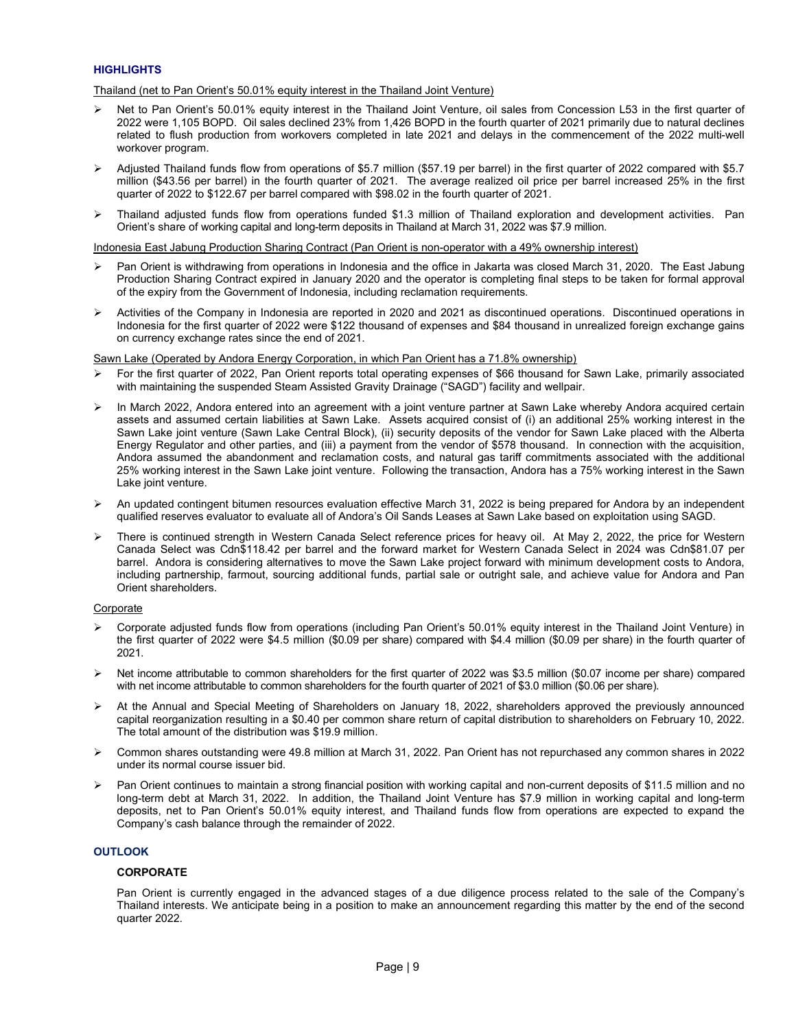## HIGHLIGHTS

Thailand (net to Pan Orient's 50.01% equity interest in the Thailand Joint Venture)

- Net to Pan Orient's 50.01% equity interest in the Thailand Joint Venture, oil sales from Concession L53 in the first quarter of 2022 were 1,105 BOPD. Oil sales declined 23% from 1,426 BOPD in the fourth quarter of 2021 primarily due to natural declines related to flush production from workovers completed in late 2021 and delays in the commencement of the 2022 multi-well workover program.
- Adjusted Thailand funds flow from operations of $5.7 million ($57.19 per barrel) in the first quarter of 2022 compared with $5.7 million ($43.56 per barrel) in the fourth quarter of 2021. The average realized oil price per barrel increased 25% in the first quarter of 2022 to $122.67 per barrel compared with $98.02 in the fourth quarter of 2021.
- Thailand adjusted funds flow from operations funded $1.3 million of Thailand exploration and development activities. Pan Orient's share of working capital and long-term deposits in Thailand at March 31, 2022 was $7.9 million.

Indonesia East Jabung Production Sharing Contract (Pan Orient is non-operator with a 49% ownership interest)

- Pan Orient is withdrawing from operations in Indonesia and the office in Jakarta was closed March 31, 2020. The East Jabung Production Sharing Contract expired in January 2020 and the operator is completing final steps to be taken for formal approval of the expiry from the Government of Indonesia, including reclamation requirements.
- Activities of the Company in Indonesia are reported in 2020 and 2021 as discontinued operations. Discontinued operations in Indonesia for the first quarter of 2022 were $122 thousand of expenses and $84 thousand in unrealized foreign exchange gains on currency exchange rates since the end of 2021.

Sawn Lake (Operated by Andora Energy Corporation, in which Pan Orient has a 71.8% ownership)

- For the first quarter of 2022, Pan Orient reports total operating expenses of $66 thousand for Sawn Lake, primarily associated with maintaining the suspended Steam Assisted Gravity Drainage ("SAGD") facility and wellpair.
- In March 2022, Andora entered into an agreement with a joint venture partner at Sawn Lake whereby Andora acquired certain assets and assumed certain liabilities at Sawn Lake. Assets acquired consist of (i) an additional 25% working interest in the Sawn Lake joint venture (Sawn Lake Central Block), (ii) security deposits of the vendor for Sawn Lake placed with the Alberta Energy Regulator and other parties, and (iii) a payment from the vendor of $578 thousand. In connection with the acquisition, Andora assumed the abandonment and reclamation costs, and natural gas tariff commitments associated with the additional 25% working interest in the Sawn Lake joint venture. Following the transaction, Andora has a 75% working interest in the Sawn Lake joint venture.
- An updated contingent bitumen resources evaluation effective March 31, 2022 is being prepared for Andora by an independent qualified reserves evaluator to evaluate all of Andora's Oil Sands Leases at Sawn Lake based on exploitation using SAGD.
- There is continued strength in Western Canada Select reference prices for heavy oil. At May 2, 2022, the price for Western Canada Select was Cdn$118.42 per barrel and the forward market for Western Canada Select in 2024 was Cdn$81.07 per barrel. Andora is considering alternatives to move the Sawn Lake project forward with minimum development costs to Andora, including partnership, farmout, sourcing additional funds, partial sale or outright sale, and achieve value for Andora and Pan Orient shareholders.

Corporate

- Corporate adjusted funds flow from operations (including Pan Orient's 50.01% equity interest in the Thailand Joint Venture) in the first quarter of 2022 were $4.5 million ($0.09 per share) compared with $4.4 million ($0.09 per share) in the fourth quarter of 2021.
- Net income attributable to common shareholders for the first quarter of 2022 was $3.5 million ($0.07 income per share) compared with net income attributable to common shareholders for the fourth quarter of 2021 of $3.0 million ($0.06 per share).
- At the Annual and Special Meeting of Shareholders on January 18, 2022, shareholders approved the previously announced capital reorganization resulting in a $0.40 per common share return of capital distribution to shareholders on February 10, 2022. The total amount of the distribution was $19.9 million.
- Common shares outstanding were 49.8 million at March 31, 2022. Pan Orient has not repurchased any common shares in 2022 under its normal course issuer bid.
- Pan Orient continues to maintain a strong financial position with working capital and non-current deposits of $11.5 million and no long-term debt at March 31, 2022. In addition, the Thailand Joint Venture has $7.9 million in working capital and long-term deposits, net to Pan Orient's 50.01% equity interest, and Thailand funds flow from operations are expected to expand the Company's cash balance through the remainder of 2022.

## OUTLOOK

### CORPORATE

Pan Orient is currently engaged in the advanced stages of a due diligence process related to the sale of the Company's Thailand interests. We anticipate being in a position to make an announcement regarding this matter by the end of the second quarter 2022.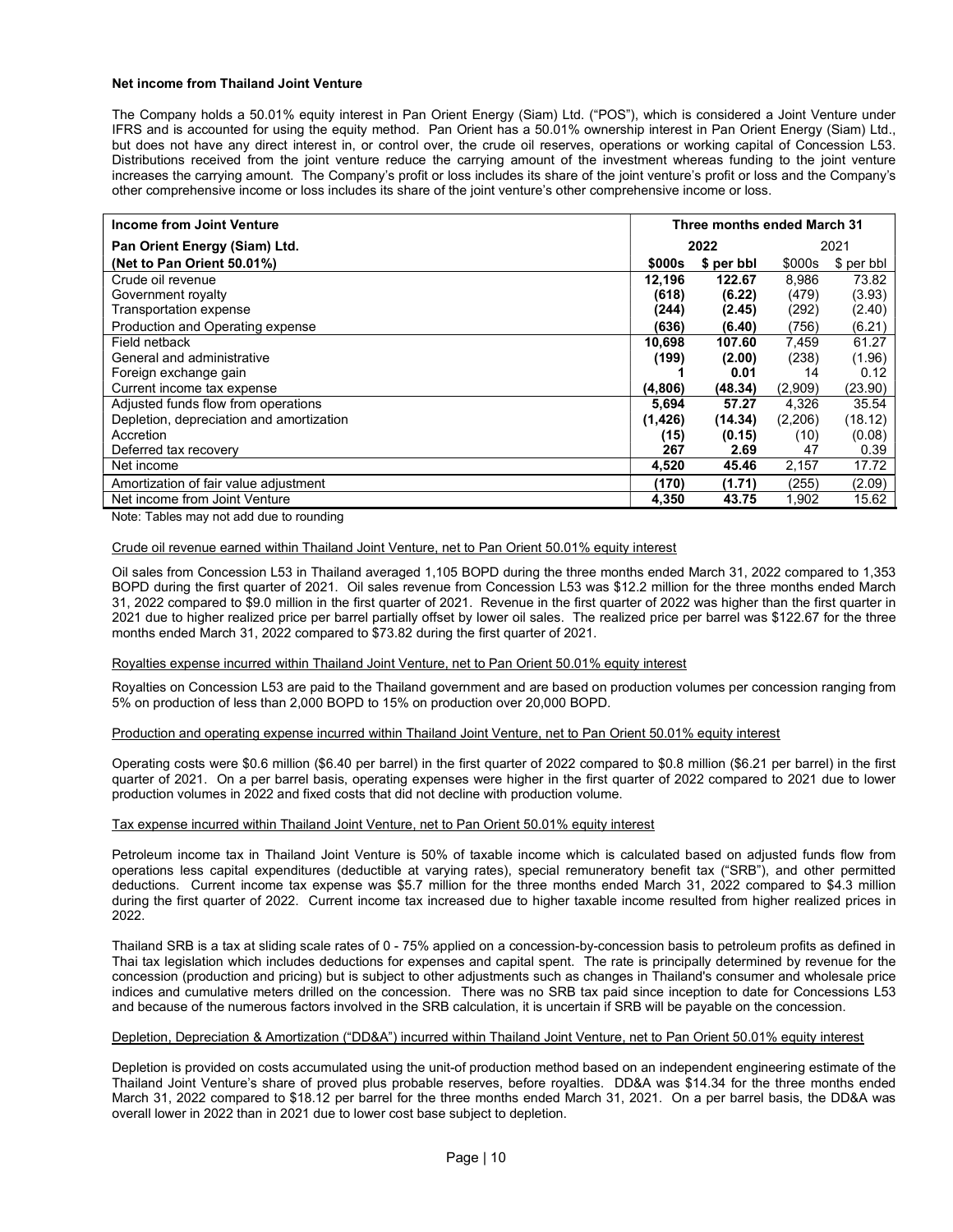**Net income from Thailand Joint Venture**

The Company holds a 50.01% equity interest in Pan Orient Energy (Siam) Ltd. ("POS"), which is considered a Joint Venture under IFRS and is accounted for using the equity method. Pan Orient has a 50.01% ownership interest in Pan Orient Energy (Siam) Ltd., but does not have any direct interest in, or control over, the crude oil reserves, operations or working capital of Concession L53. Distributions received from the joint venture reduce the carrying amount of the investment whereas funding to the joint venture increases the carrying amount. The Company's profit or loss includes its share of the joint venture's profit or loss and the Company's other comprehensive income or loss includes its share of the joint venture's other comprehensive income or loss.

| **Income from Joint Venture** | **Three months ended March 31** | | | |
|---|---|---|---|---|
| **Pan Orient Energy (Siam) Ltd.** | **2022** | | 2021 | |
| **(Net to Pan Orient 50.01%)** | **$000s** | **$ per bbl** | $000s | $ per bbl |
| Crude oil revenue | **12,196** | **122.67** | 8,986 | 73.82 |
| Government royalty | **(618)** | **(6.22)** | (479) | (3.93) |
| Transportation expense | **(244)** | **(2.45)** | (292) | (2.40) |
| Production and Operating expense | **(636)** | **(6.40)** | (756) | (6.21) |
| Field netback | **10,698** | **107.60** | 7,459 | 61.27 |
| General and administrative | **(199)** | **(2.00)** | (238) | (1.96) |
| Foreign exchange gain | **1** | **0.01** | 14 | 0.12 |
| Current income tax expense | **(4,806)** | **(48.34)** | (2,909) | (23.90) |
| Adjusted funds flow from operations | **5,694** | **57.27** | 4,326 | 35.54 |
| Depletion, depreciation and amortization | **(1,426)** | **(14.34)** | (2,206) | (18.12) |
| Accretion | **(15)** | **(0.15)** | (10) | (0.08) |
| Deferred tax recovery | **267** | **2.69** | 47 | 0.39 |
| Net income | **4,520** | **45.46** | 2,157 | 17.72 |
| Amortization of fair value adjustment | **(170)** | **(1.71)** | (255) | (2.09) |
| Net income from Joint Venture | **4,350** | **43.75** | 1,902 | 15.62 |

Note: Tables may not add due to rounding

Crude oil revenue earned within Thailand Joint Venture, net to Pan Orient 50.01% equity interest

Oil sales from Concession L53 in Thailand averaged 1,105 BOPD during the three months ended March 31, 2022 compared to 1,353 BOPD during the first quarter of 2021. Oil sales revenue from Concession L53 was $12.2 million for the three months ended March 31, 2022 compared to $9.0 million in the first quarter of 2021. Revenue in the first quarter of 2022 was higher than the first quarter in 2021 due to higher realized price per barrel partially offset by lower oil sales. The realized price per barrel was $122.67 for the three months ended March 31, 2022 compared to $73.82 during the first quarter of 2021.

Royalties expense incurred within Thailand Joint Venture, net to Pan Orient 50.01% equity interest

Royalties on Concession L53 are paid to the Thailand government and are based on production volumes per concession ranging from 5% on production of less than 2,000 BOPD to 15% on production over 20,000 BOPD.

Production and operating expense incurred within Thailand Joint Venture, net to Pan Orient 50.01% equity interest

Operating costs were $0.6 million ($6.40 per barrel) in the first quarter of 2022 compared to $0.8 million ($6.21 per barrel) in the first quarter of 2021. On a per barrel basis, operating expenses were higher in the first quarter of 2022 compared to 2021 due to lower production volumes in 2022 and fixed costs that did not decline with production volume.

Tax expense incurred within Thailand Joint Venture, net to Pan Orient 50.01% equity interest

Petroleum income tax in Thailand Joint Venture is 50% of taxable income which is calculated based on adjusted funds flow from operations less capital expenditures (deductible at varying rates), special remuneratory benefit tax ("SRB"), and other permitted deductions. Current income tax expense was $5.7 million for the three months ended March 31, 2022 compared to $4.3 million during the first quarter of 2022. Current income tax increased due to higher taxable income resulted from higher realized prices in 2022.

Thailand SRB is a tax at sliding scale rates of 0 - 75% applied on a concession-by-concession basis to petroleum profits as defined in Thai tax legislation which includes deductions for expenses and capital spent. The rate is principally determined by revenue for the concession (production and pricing) but is subject to other adjustments such as changes in Thailand's consumer and wholesale price indices and cumulative meters drilled on the concession. There was no SRB tax paid since inception to date for Concessions L53 and because of the numerous factors involved in the SRB calculation, it is uncertain if SRB will be payable on the concession.

Depletion, Depreciation & Amortization ("DD&A") incurred within Thailand Joint Venture, net to Pan Orient 50.01% equity interest

Depletion is provided on costs accumulated using the unit-of production method based on an independent engineering estimate of the Thailand Joint Venture's share of proved plus probable reserves, before royalties. DD&A was $14.34 for the three months ended March 31, 2022 compared to $18.12 per barrel for the three months ended March 31, 2021. On a per barrel basis, the DD&A was overall lower in 2022 than in 2021 due to lower cost base subject to depletion.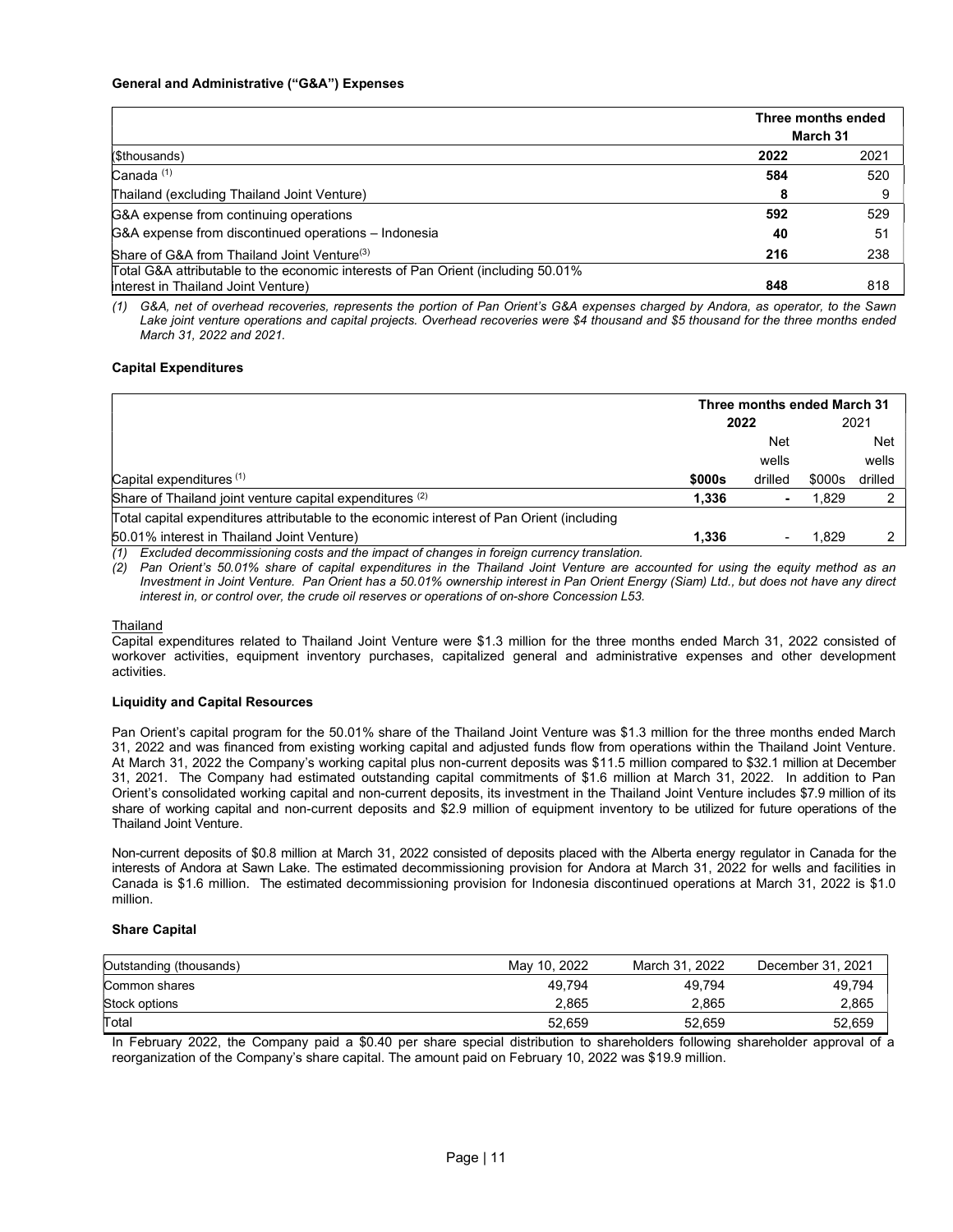**General and Administrative ("G&A") Expenses**

| | Three months ended March 31 | |
|---|---|---|
| ($thousands) | **2022** | 2021 |
| Canada [(1)] | **584** | 520 |
| Thailand (excluding Thailand Joint Venture) | **8** | 9 |
| G&A expense from continuing operations | **592** | 529 |
| G&A expense from discontinued operations – Indonesia | **40** | 51 |
| Share of G&A from Thailand Joint Venture[(3)] | **216** | 238 |
| Total G&A attributable to the economic interests of Pan Orient (including 50.01% interest in Thailand Joint Venture) | **848** | 818 |

*(1) G&A, net of overhead recoveries, represents the portion of Pan Orient's G&A expenses charged by Andora, as operator, to the Sawn Lake joint venture operations and capital projects. Overhead recoveries were $4 thousand and $5 thousand for the three months ended March 31, 2022 and 2021.*

**Capital Expenditures**

| | Three months ended March 31 | | | |
|---|---|---|---|---|
| | 2022 | | 2021 | |
| Capital expenditures [(1)] | **$000s** | Net wells drilled | $000s | Net wells drilled |
| Share of Thailand joint venture capital expenditures [(2)] | **1,336** | **-** | 1,829 | 2 |
| Total capital expenditures attributable to the economic interest of Pan Orient (including 50.01% interest in Thailand Joint Venture) | **1,336** | - | 1,829 | 2 |

*(1) Excluded decommissioning costs and the impact of changes in foreign currency translation.*

*(2) Pan Orient's 50.01% share of capital expenditures in the Thailand Joint Venture are accounted for using the equity method as an Investment in Joint Venture. Pan Orient has a 50.01% ownership interest in Pan Orient Energy (Siam) Ltd., but does not have any direct interest in, or control over, the crude oil reserves or operations of on-shore Concession L53.*

Thailand

Capital expenditures related to Thailand Joint Venture were $1.3 million for the three months ended March 31, 2022 consisted of workover activities, equipment inventory purchases, capitalized general and administrative expenses and other development activities.

**Liquidity and Capital Resources**

Pan Orient's capital program for the 50.01% share of the Thailand Joint Venture was $1.3 million for the three months ended March 31, 2022 and was financed from existing working capital and adjusted funds flow from operations within the Thailand Joint Venture. At March 31, 2022 the Company's working capital plus non-current deposits was $11.5 million compared to $32.1 million at December 31, 2021. The Company had estimated outstanding capital commitments of $1.6 million at March 31, 2022. In addition to Pan Orient's consolidated working capital and non-current deposits, its investment in the Thailand Joint Venture includes $7.9 million of its share of working capital and non-current deposits and $2.9 million of equipment inventory to be utilized for future operations of the Thailand Joint Venture.

Non-current deposits of $0.8 million at March 31, 2022 consisted of deposits placed with the Alberta energy regulator in Canada for the interests of Andora at Sawn Lake. The estimated decommissioning provision for Andora at March 31, 2022 for wells and facilities in Canada is $1.6 million. The estimated decommissioning provision for Indonesia discontinued operations at March 31, 2022 is $1.0 million.

**Share Capital**

| Outstanding (thousands) | May 10, 2022 | March 31, 2022 | December 31, 2021 |
|---|---|---|---|
| Common shares | 49,794 | 49,794 | 49,794 |
| Stock options | 2,865 | 2,865 | 2,865 |
| Total | 52,659 | 52,659 | 52,659 |

In February 2022, the Company paid a $0.40 per share special distribution to shareholders following shareholder approval of a reorganization of the Company's share capital. The amount paid on February 10, 2022 was $19.9 million.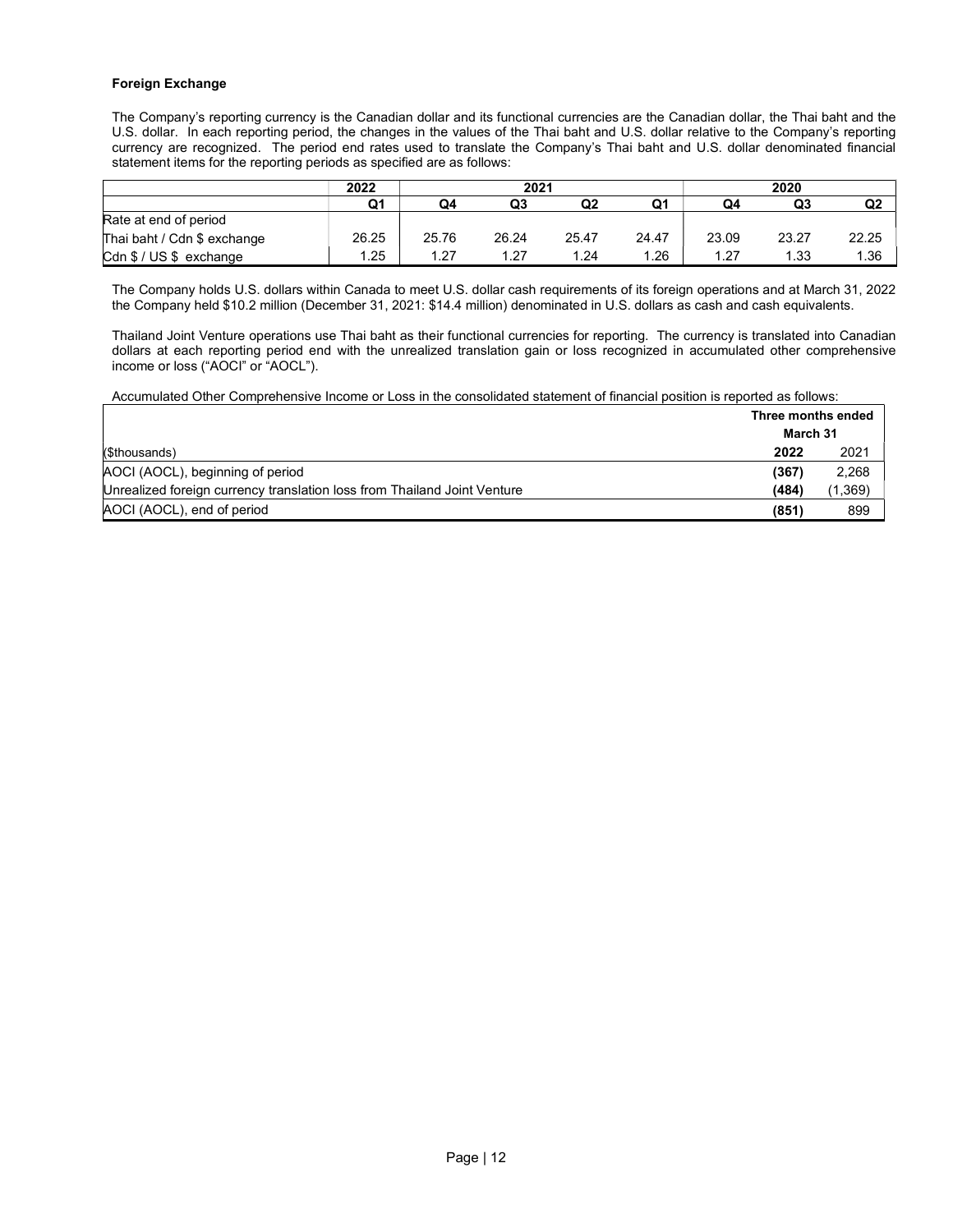### Foreign Exchange

The Company's reporting currency is the Canadian dollar and its functional currencies are the Canadian dollar, the Thai baht and the U.S. dollar. In each reporting period, the changes in the values of the Thai baht and U.S. dollar relative to the Company's reporting currency are recognized. The period end rates used to translate the Company's Thai baht and U.S. dollar denominated financial statement items for the reporting periods as specified are as follows:

| | 2022 | 2021 | | | | 2020 | | |
|---|---|---|---|---|---|---|---|---|
| | Q1 | Q4 | Q3 | Q2 | Q1 | Q4 | Q3 | Q2 |
| Rate at end of period | | | | | | | | |
| Thai baht / Cdn $ exchange | 26.25 | 25.76 | 26.24 | 25.47 | 24.47 | 23.09 | 23.27 | 22.25 |
| Cdn $ / US $ exchange | 1.25 | 1.27 | 1.27 | 1.24 | 1.26 | 1.27 | 1.33 | 1.36 |

The Company holds U.S. dollars within Canada to meet U.S. dollar cash requirements of its foreign operations and at March 31, 2022 the Company held $10.2 million (December 31, 2021: $14.4 million) denominated in U.S. dollars as cash and cash equivalents.

Thailand Joint Venture operations use Thai baht as their functional currencies for reporting. The currency is translated into Canadian dollars at each reporting period end with the unrealized translation gain or loss recognized in accumulated other comprehensive income or loss ("AOCI" or "AOCL").

Accumulated Other Comprehensive Income or Loss in the consolidated statement of financial position is reported as follows:

| | Three months ended March 31 | |
|---|---|---|
| ($thousands) | **2022** | 2021 |
| AOCI (AOCL), beginning of period | **(367)** | 2,268 |
| Unrealized foreign currency translation loss from Thailand Joint Venture | **(484)** | (1,369) |
| AOCI (AOCL), end of period | **(851)** | 899 |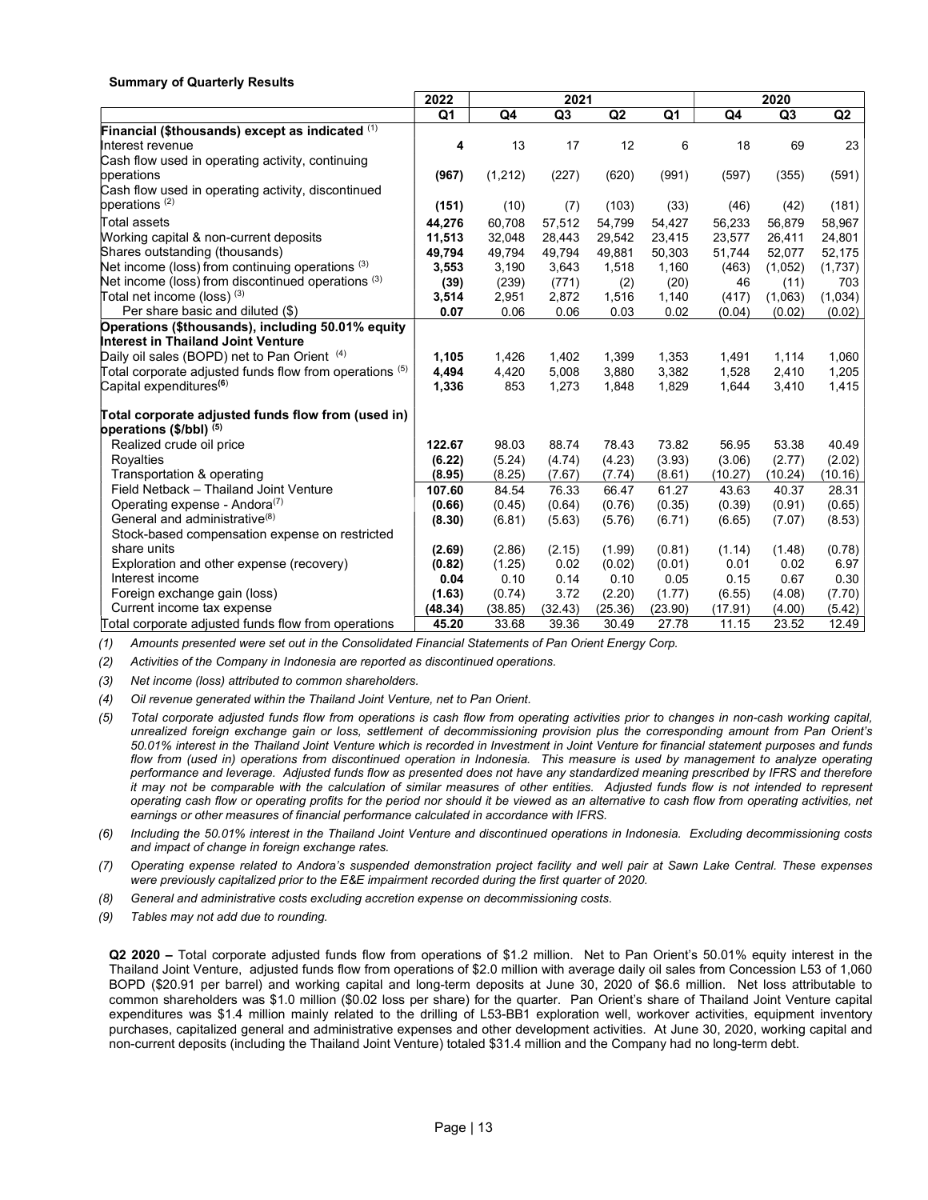**Summary of Quarterly Results**

| | 2022 | 2021 | | | | 2020 | | |
|---|---|---|---|---|---|---|---|---|
| | Q1 | Q4 | Q3 | Q2 | Q1 | Q4 | Q3 | Q2 |
| **Financial ($thousands) except as indicated** [(1)] | | | | | | | | |
| Interest revenue | **4** | 13 | 17 | 12 | 6 | 18 | 69 | 23 |
| Cash flow used in operating activity, continuing operations | **(967)** | (1,212) | (227) | (620) | (991) | (597) | (355) | (591) |
| Cash flow used in operating activity, discontinued operations [(2)] | **(151)** | (10) | (7) | (103) | (33) | (46) | (42) | (181) |
| Total assets | **44,276** | 60,708 | 57,512 | 54,799 | 54,427 | 56,233 | 56,879 | 58,967 |
| Working capital & non-current deposits | **11,513** | 32,048 | 28,443 | 29,542 | 23,415 | 23,577 | 26,411 | 24,801 |
| Shares outstanding (thousands) | **49,794** | 49,794 | 49,794 | 49,881 | 50,303 | 51,744 | 52,077 | 52,175 |
| Net income (loss) from continuing operations [(3)] | **3,553** | 3,190 | 3,643 | 1,518 | 1,160 | (463) | (1,052) | (1,737) |
| Net income (loss) from discontinued operations [(3)] | **(39)** | (239) | (771) | (2) | (20) | 46 | (11) | 703 |
| Total net income (loss) [(3)] | **3,514** | 2,951 | 2,872 | 1,516 | 1,140 | (417) | (1,063) | (1,034) |
| Per share basic and diluted ($) | **0.07** | 0.06 | 0.06 | 0.03 | 0.02 | (0.04) | (0.02) | (0.02) |
| **Operations ($thousands), including 50.01% equity Interest in Thailand Joint Venture** | | | | | | | | |
| Daily oil sales (BOPD) net to Pan Orient [(4)] | **1,105** | 1,426 | 1,402 | 1,399 | 1,353 | 1,491 | 1,114 | 1,060 |
| Total corporate adjusted funds flow from operations [(5)] | **4,494** | 4,420 | 5,008 | 3,880 | 3,382 | 1,528 | 2,410 | 1,205 |
| Capital expenditures[(6)] | **1,336** | 853 | 1,273 | 1,848 | 1,829 | 1,644 | 3,410 | 1,415 |
| **Total corporate adjusted funds flow from (used in) operations ($/bbl)** [(5)] | | | | | | | | |
| Realized crude oil price | **122.67** | 98.03 | 88.74 | 78.43 | 73.82 | 56.95 | 53.38 | 40.49 |
| Royalties | **(6.22)** | (5.24) | (4.74) | (4.23) | (3.93) | (3.06) | (2.77) | (2.02) |
| Transportation & operating | **(8.95)** | (8.25) | (7.67) | (7.74) | (8.61) | (10.27) | (10.24) | (10.16) |
| Field Netback – Thailand Joint Venture | **107.60** | 84.54 | 76.33 | 66.47 | 61.27 | 43.63 | 40.37 | 28.31 |
| Operating expense - Andora[(7)] | **(0.66)** | (0.45) | (0.64) | (0.76) | (0.35) | (0.39) | (0.91) | (0.65) |
| General and administrative[(8)] | **(8.30)** | (6.81) | (5.63) | (5.76) | (6.71) | (6.65) | (7.07) | (8.53) |
| Stock-based compensation expense on restricted share units | **(2.69)** | (2.86) | (2.15) | (1.99) | (0.81) | (1.14) | (1.48) | (0.78) |
| Exploration and other expense (recovery) | **(0.82)** | (1.25) | 0.02 | (0.02) | (0.01) | 0.01 | 0.02 | 6.97 |
| Interest income | **0.04** | 0.10 | 0.14 | 0.10 | 0.05 | 0.15 | 0.67 | 0.30 |
| Foreign exchange gain (loss) | **(1.63)** | (0.74) | 3.72 | (2.20) | (1.77) | (6.55) | (4.08) | (7.70) |
| Current income tax expense | **(48.34)** | (38.85) | (32.43) | (25.36) | (23.90) | (17.91) | (4.00) | (5.42) |
| Total corporate adjusted funds flow from operations | **45.20** | 33.68 | 39.36 | 30.49 | 27.78 | 11.15 | 23.52 | 12.49 |

*(1) Amounts presented were set out in the Consolidated Financial Statements of Pan Orient Energy Corp.*

*(2) Activities of the Company in Indonesia are reported as discontinued operations.*

*(3) Net income (loss) attributed to common shareholders.*

*(4) Oil revenue generated within the Thailand Joint Venture, net to Pan Orient.*

*(5) Total corporate adjusted funds flow from operations is cash flow from operating activities prior to changes in non-cash working capital, unrealized foreign exchange gain or loss, settlement of decommissioning provision plus the corresponding amount from Pan Orient's 50.01% interest in the Thailand Joint Venture which is recorded in Investment in Joint Venture for financial statement purposes and funds flow from (used in) operations from discontinued operation in Indonesia. This measure is used by management to analyze operating performance and leverage. Adjusted funds flow as presented does not have any standardized meaning prescribed by IFRS and therefore it may not be comparable with the calculation of similar measures of other entities. Adjusted funds flow is not intended to represent operating cash flow or operating profits for the period nor should it be viewed as an alternative to cash flow from operating activities, net earnings or other measures of financial performance calculated in accordance with IFRS.*

*(6) Including the 50.01% interest in the Thailand Joint Venture and discontinued operations in Indonesia. Excluding decommissioning costs and impact of change in foreign exchange rates.*

*(7) Operating expense related to Andora's suspended demonstration project facility and well pair at Sawn Lake Central. These expenses were previously capitalized prior to the E&E impairment recorded during the first quarter of 2020.*

*(8) General and administrative costs excluding accretion expense on decommissioning costs.*

*(9) Tables may not add due to rounding.*

**Q2 2020 –** Total corporate adjusted funds flow from operations of $1.2 million. Net to Pan Orient's 50.01% equity interest in the Thailand Joint Venture, adjusted funds flow from operations of $2.0 million with average daily oil sales from Concession L53 of 1,060 BOPD ($20.91 per barrel) and working capital and long-term deposits at June 30, 2020 of $6.6 million. Net loss attributable to common shareholders was $1.0 million ($0.02 loss per share) for the quarter. Pan Orient's share of Thailand Joint Venture capital expenditures was $1.4 million mainly related to the drilling of L53-BB1 exploration well, workover activities, equipment inventory purchases, capitalized general and administrative expenses and other development activities. At June 30, 2020, working capital and non-current deposits (including the Thailand Joint Venture) totaled $31.4 million and the Company had no long-term debt.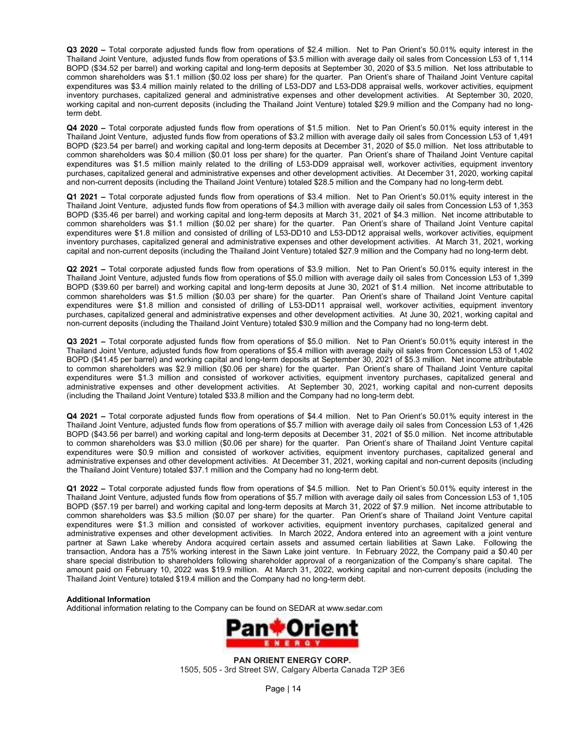**Q3 2020 –** Total corporate adjusted funds flow from operations of $2.4 million. Net to Pan Orient's 50.01% equity interest in the Thailand Joint Venture, adjusted funds flow from operations of $3.5 million with average daily oil sales from Concession L53 of 1,114 BOPD ($34.52 per barrel) and working capital and long-term deposits at September 30, 2020 of $3.5 million. Net loss attributable to common shareholders was $1.1 million ($0.02 loss per share) for the quarter. Pan Orient's share of Thailand Joint Venture capital expenditures was $3.4 million mainly related to the drilling of L53-DD7 and L53-DD8 appraisal wells, workover activities, equipment inventory purchases, capitalized general and administrative expenses and other development activities. At September 30, 2020, working capital and non-current deposits (including the Thailand Joint Venture) totaled $29.9 million and the Company had no long-term debt.

**Q4 2020 –** Total corporate adjusted funds flow from operations of $1.5 million. Net to Pan Orient's 50.01% equity interest in the Thailand Joint Venture, adjusted funds flow from operations of $3.2 million with average daily oil sales from Concession L53 of 1,491 BOPD ($23.54 per barrel) and working capital and long-term deposits at December 31, 2020 of $5.0 million. Net loss attributable to common shareholders was $0.4 million ($0.01 loss per share) for the quarter. Pan Orient's share of Thailand Joint Venture capital expenditures was $1.5 million mainly related to the drilling of L53-DD9 appraisal well, workover activities, equipment inventory purchases, capitalized general and administrative expenses and other development activities. At December 31, 2020, working capital and non-current deposits (including the Thailand Joint Venture) totaled $28.5 million and the Company had no long-term debt.

**Q1 2021 –** Total corporate adjusted funds flow from operations of $3.4 million. Net to Pan Orient's 50.01% equity interest in the Thailand Joint Venture, adjusted funds flow from operations of $4.3 million with average daily oil sales from Concession L53 of 1,353 BOPD ($35.46 per barrel) and working capital and long-term deposits at March 31, 2021 of $4.3 million. Net income attributable to common shareholders was $1.1 million ($0.02 per share) for the quarter. Pan Orient's share of Thailand Joint Venture capital expenditures were $1.8 million and consisted of drilling of L53-DD10 and L53-DD12 appraisal wells, workover activities, equipment inventory purchases, capitalized general and administrative expenses and other development activities. At March 31, 2021, working capital and non-current deposits (including the Thailand Joint Venture) totaled $27.9 million and the Company had no long-term debt.

**Q2 2021 –** Total corporate adjusted funds flow from operations of $3.9 million. Net to Pan Orient's 50.01% equity interest in the Thailand Joint Venture, adjusted funds flow from operations of $5.0 million with average daily oil sales from Concession L53 of 1,399 BOPD ($39.60 per barrel) and working capital and long-term deposits at June 30, 2021 of $1.4 million. Net income attributable to common shareholders was $1.5 million ($0.03 per share) for the quarter. Pan Orient's share of Thailand Joint Venture capital expenditures were $1.8 million and consisted of drilling of L53-DD11 appraisal well, workover activities, equipment inventory purchases, capitalized general and administrative expenses and other development activities. At June 30, 2021, working capital and non-current deposits (including the Thailand Joint Venture) totaled $30.9 million and the Company had no long-term debt.

**Q3 2021 –** Total corporate adjusted funds flow from operations of $5.0 million. Net to Pan Orient's 50.01% equity interest in the Thailand Joint Venture, adjusted funds flow from operations of $5.4 million with average daily oil sales from Concession L53 of 1,402 BOPD ($41.45 per barrel) and working capital and long-term deposits at September 30, 2021 of $5.3 million. Net income attributable to common shareholders was $2.9 million ($0.06 per share) for the quarter. Pan Orient's share of Thailand Joint Venture capital expenditures were $1.3 million and consisted of workover activities, equipment inventory purchases, capitalized general and administrative expenses and other development activities. At September 30, 2021, working capital and non-current deposits (including the Thailand Joint Venture) totaled $33.8 million and the Company had no long-term debt.

**Q4 2021 –** Total corporate adjusted funds flow from operations of $4.4 million. Net to Pan Orient's 50.01% equity interest in the Thailand Joint Venture, adjusted funds flow from operations of $5.7 million with average daily oil sales from Concession L53 of 1,426 BOPD ($43.56 per barrel) and working capital and long-term deposits at December 31, 2021 of $5.0 million. Net income attributable to common shareholders was $3.0 million ($0.06 per share) for the quarter. Pan Orient's share of Thailand Joint Venture capital expenditures were $0.9 million and consisted of workover activities, equipment inventory purchases, capitalized general and administrative expenses and other development activities. At December 31, 2021, working capital and non-current deposits (including the Thailand Joint Venture) totaled $37.1 million and the Company had no long-term debt.

**Q1 2022 –** Total corporate adjusted funds flow from operations of $4.5 million. Net to Pan Orient's 50.01% equity interest in the Thailand Joint Venture, adjusted funds flow from operations of $5.7 million with average daily oil sales from Concession L53 of 1,105 BOPD ($57.19 per barrel) and working capital and long-term deposits at March 31, 2022 of $7.9 million. Net income attributable to common shareholders was $3.5 million ($0.07 per share) for the quarter. Pan Orient's share of Thailand Joint Venture capital expenditures were $1.3 million and consisted of workover activities, equipment inventory purchases, capitalized general and administrative expenses and other development activities. In March 2022, Andora entered into an agreement with a joint venture partner at Sawn Lake whereby Andora acquired certain assets and assumed certain liabilities at Sawn Lake. Following the transaction, Andora has a 75% working interest in the Sawn Lake joint venture. In February 2022, the Company paid a $0.40 per share special distribution to shareholders following shareholder approval of a reorganization of the Company's share capital. The amount paid on February 10, 2022 was $19.9 million. At March 31, 2022, working capital and non-current deposits (including the Thailand Joint Venture) totaled $19.4 million and the Company had no long-term debt.

**Additional Information**

Additional information relating to the Company can be found on SEDAR at www.sedar.com

Pan Orient ENERGY

**PAN ORIENT ENERGY CORP.**
1505, 505 - 3rd Street SW, Calgary Alberta Canada T2P 3E6